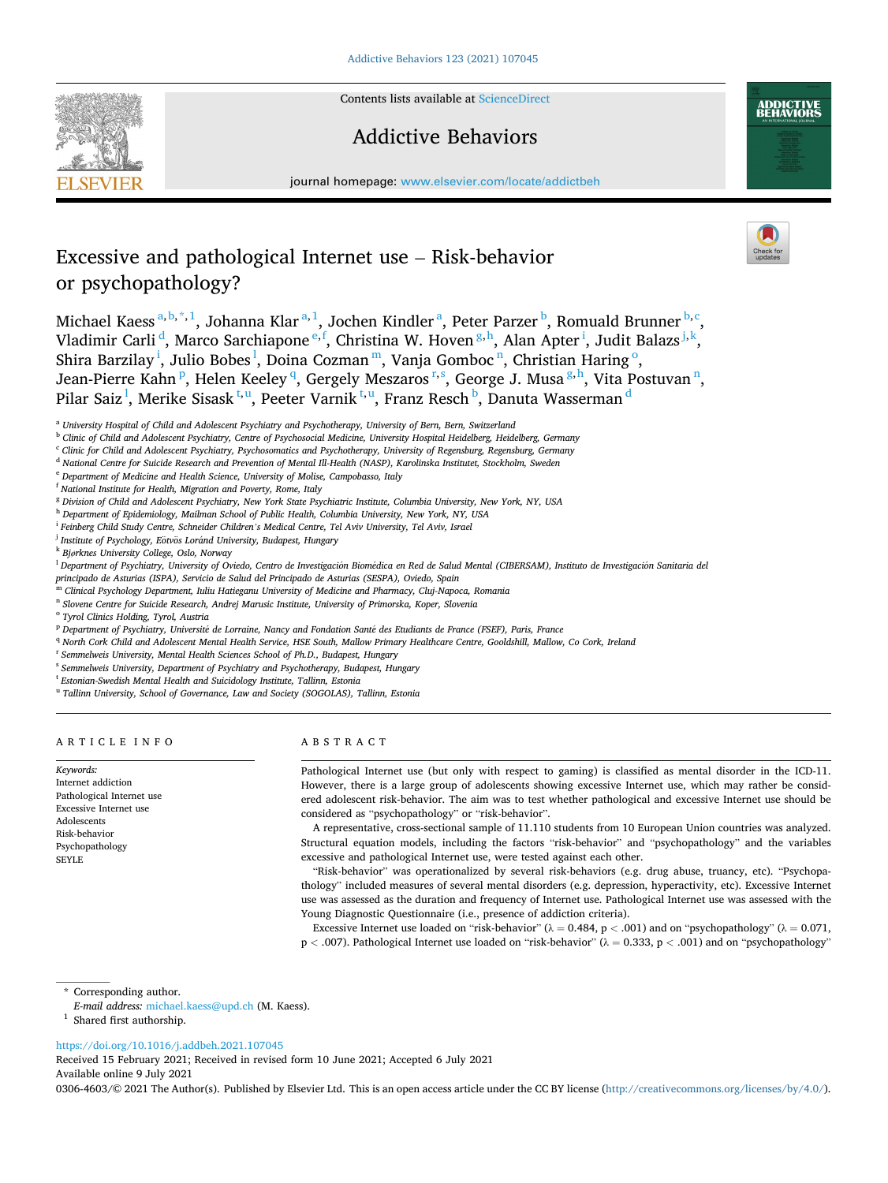# Excessive and pathological Internet use – Risk-behavior or psychopathology?

Michael Kaess [a,b,*,1], Johanna Klar [a,1], Jochen Kindler [a], Peter Parzer [b], Romuald Brunner [b,c], Vladimir Carli [d], Marco Sarchiapone [e,f], Christina W. Hoven [g,h], Alan Apter [i], Judit Balazs [j,k], Shira Barzilay [i], Julio Bobes [l], Doina Cozman [m], Vanja Gomboc [n], Christian Haring [o], Jean-Pierre Kahn [p], Helen Keeley [q], Gergely Meszaros [r,s], George J. Musa [g,h], Vita Postuvan [n], Pilar Saiz [l], Merike Sisask [t,u], Peeter Varnik [t,u], Franz Resch [b], Danuta Wasserman [d]

[a] University Hospital of Child and Adolescent Psychiatry and Psychotherapy, University of Bern, Bern, Switzerland
[b] Clinic of Child and Adolescent Psychiatry, Centre of Psychosocial Medicine, University Hospital Heidelberg, Heidelberg, Germany
[c] Clinic for Child and Adolescent Psychiatry, Psychosomatics and Psychotherapy, University of Regensburg, Regensburg, Germany
[d] National Centre for Suicide Research and Prevention of Mental Ill-Health (NASP), Karolinska Institutet, Stockholm, Sweden
[e] Department of Medicine and Health Science, University of Molise, Campobasso, Italy
[f] National Institute for Health, Migration and Poverty, Rome, Italy
[g] Division of Child and Adolescent Psychiatry, New York State Psychiatric Institute, Columbia University, New York, NY, USA
[h] Department of Epidemiology, Mailman School of Public Health, Columbia University, New York, NY, USA
[i] Feinberg Child Study Centre, Schneider Children's Medical Centre, Tel Aviv University, Tel Aviv, Israel
[j] Institute of Psychology, Eötvös Loránd University, Budapest, Hungary
[k] Bjørknes University College, Oslo, Norway
[l] Department of Psychiatry, University of Oviedo, Centro de Investigación Biomédica en Red de Salud Mental (CIBERSAM), Instituto de Investigación Sanitaria del principado de Asturias (ISPA), Servicio de Salud del Principado de Asturias (SESPA), Oviedo, Spain
[m] Clinical Psychology Department, Iuliu Hatieganu University of Medicine and Pharmacy, Cluj-Napoca, Romania
[n] Slovene Centre for Suicide Research, Andrej Marusic Institute, University of Primorska, Koper, Slovenia
[o] Tyrol Clinics Holding, Tyrol, Austria
[p] Department of Psychiatry, Université de Lorraine, Nancy and Fondation Santé des Etudiants de France (FSEF), Paris, France
[q] North Cork Child and Adolescent Mental Health Service, HSE South, Mallow Primary Healthcare Centre, Gooldshill, Mallow, Co Cork, Ireland
[r] Semmelweis University, Mental Health Sciences School of Ph.D., Budapest, Hungary
[s] Semmelweis University, Department of Psychiatry and Psychotherapy, Budapest, Hungary
[t] Estonian-Swedish Mental Health and Suicidology Institute, Tallinn, Estonia
[u] Tallinn University, School of Governance, Law and Society (SOGOLAS), Tallinn, Estonia

## ARTICLE INFO

*Keywords:*
Internet addiction
Pathological Internet use
Excessive Internet use
Adolescents
Risk-behavior
Psychopathology
SEYLE

## ABSTRACT

Pathological Internet use (but only with respect to gaming) is classified as mental disorder in the ICD-11. However, there is a large group of adolescents showing excessive Internet use, which may rather be considered adolescent risk-behavior. The aim was to test whether pathological and excessive Internet use should be considered as "psychopathology" or "risk-behavior".

A representative, cross-sectional sample of 11.110 students from 10 European Union countries was analyzed. Structural equation models, including the factors "risk-behavior" and "psychopathology" and the variables excessive and pathological Internet use, were tested against each other.

"Risk-behavior" was operationalized by several risk-behaviors (e.g. drug abuse, truancy, etc). "Psychopathology" included measures of several mental disorders (e.g. depression, hyperactivity, etc). Excessive Internet use was assessed as the duration and frequency of Internet use. Pathological Internet use was assessed with the Young Diagnostic Questionnaire (i.e., presence of addiction criteria).

Excessive Internet use loaded on "risk-behavior" ($\lambda = 0.484$, $p < .001$) and on "psychopathology" ($\lambda = 0.071$, $p < .007$). Pathological Internet use loaded on "risk-behavior" ($\lambda = 0.333$, $p < .001$) and on "psychopathology"

\* Corresponding author.
*E-mail address:* michael.kaess@upd.ch (M. Kaess).
[1] Shared first authorship.

https://doi.org/10.1016/j.addbeh.2021.107045
Received 15 February 2021; Received in revised form 10 June 2021; Accepted 6 July 2021
Available online 9 July 2021
0306-4603/© 2021 The Author(s). Published by Elsevier Ltd. This is an open access article under the CC BY license (http://creativecommons.org/licenses/by/4.0/).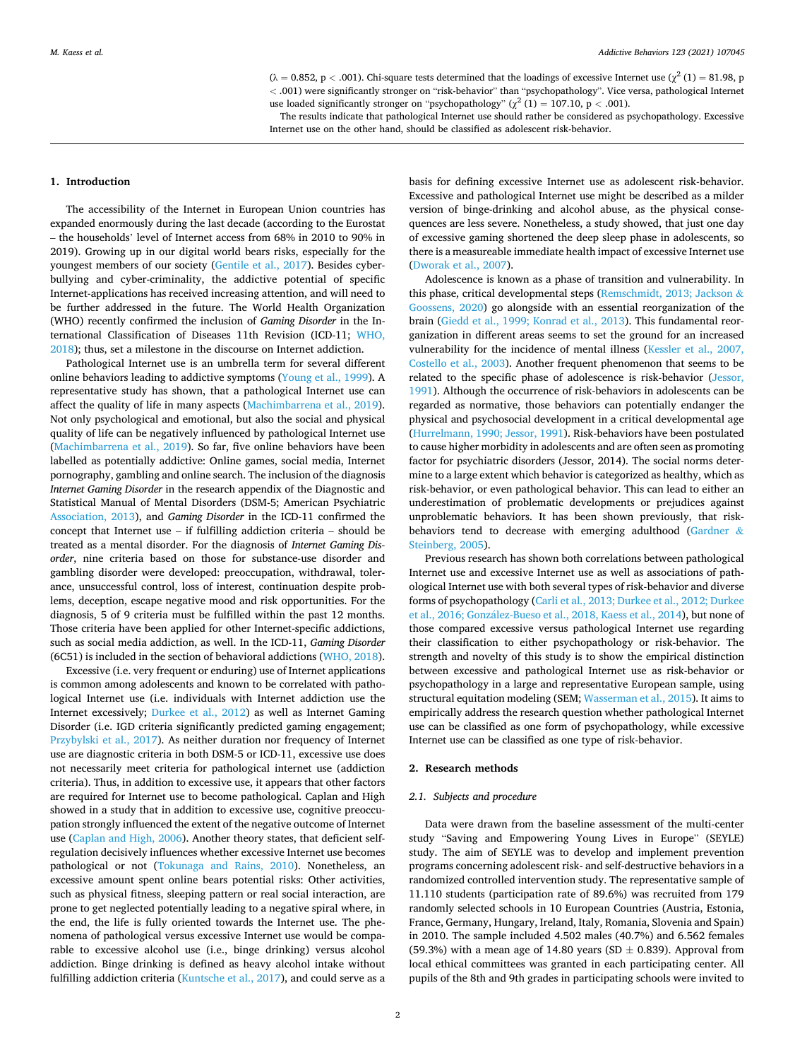($\lambda = 0.852$, $p < .001$). Chi-square tests determined that the loadings of excessive Internet use ($\chi^2$ (1) = 81.98, p < .001) were significantly stronger on "risk-behavior" than "psychopathology". Vice versa, pathological Internet use loaded significantly stronger on "psychopathology" ($\chi^2$ (1) = 107.10, p < .001).

The results indicate that pathological Internet use should rather be considered as psychopathology. Excessive Internet use on the other hand, should be classified as adolescent risk-behavior.

## 1. Introduction

The accessibility of the Internet in European Union countries has expanded enormously during the last decade (according to the Eurostat – the households' level of Internet access from 68% in 2010 to 90% in 2019). Growing up in our digital world bears risks, especially for the youngest members of our society (Gentile et al., 2017). Besides cyberbullying and cyber-criminality, the addictive potential of specific Internet-applications has received increasing attention, and will need to be further addressed in the future. The World Health Organization (WHO) recently confirmed the inclusion of *Gaming Disorder* in the International Classification of Diseases 11th Revision (ICD-11; WHO, 2018); thus, set a milestone in the discourse on Internet addiction.

Pathological Internet use is an umbrella term for several different online behaviors leading to addictive symptoms (Young et al., 1999). A representative study has shown, that a pathological Internet use can affect the quality of life in many aspects (Machimbarrena et al., 2019). Not only psychological and emotional, but also the social and physical quality of life can be negatively influenced by pathological Internet use (Machimbarrena et al., 2019). So far, five online behaviors have been labelled as potentially addictive: Online games, social media, Internet pornography, gambling and online search. The inclusion of the diagnosis *Internet Gaming Disorder* in the research appendix of the Diagnostic and Statistical Manual of Mental Disorders (DSM-5; American Psychiatric Association, 2013), and *Gaming Disorder* in the ICD-11 confirmed the concept that Internet use – if fulfilling addiction criteria – should be treated as a mental disorder. For the diagnosis of *Internet Gaming Disorder*, nine criteria based on those for substance-use disorder and gambling disorder were developed: preoccupation, withdrawal, tolerance, unsuccessful control, loss of interest, continuation despite problems, deception, escape negative mood and risk opportunities. For the diagnosis, 5 of 9 criteria must be fulfilled within the past 12 months. Those criteria have been applied for other Internet-specific addictions, such as social media addiction, as well. In the ICD-11, *Gaming Disorder* (6C51) is included in the section of behavioral addictions (WHO, 2018).

Excessive (i.e. very frequent or enduring) use of Internet applications is common among adolescents and known to be correlated with pathological Internet use (i.e. individuals with Internet addiction use the Internet excessively; Durkee et al., 2012) as well as Internet Gaming Disorder (i.e. IGD criteria significantly predicted gaming engagement; Przybylski et al., 2017). As neither duration nor frequency of Internet use are diagnostic criteria in both DSM-5 or ICD-11, excessive use does not necessarily meet criteria for pathological internet use (addiction criteria). Thus, in addition to excessive use, it appears that other factors are required for Internet use to become pathological. Caplan and High showed in a study that in addition to excessive use, cognitive preoccupation strongly influenced the extent of the negative outcome of Internet use (Caplan and High, 2006). Another theory states, that deficient self-regulation decisively influences whether excessive Internet use becomes pathological or not (Tokunaga and Rains, 2010). Nonetheless, an excessive amount spent online bears potential risks: Other activities, such as physical fitness, sleeping pattern or real social interaction, are prone to get neglected potentially leading to a negative spiral where, in the end, the life is fully oriented towards the Internet use. The phenomena of pathological versus excessive Internet use would be comparable to excessive alcohol use (i.e., binge drinking) versus alcohol addiction. Binge drinking is defined as heavy alcohol intake without fulfilling addiction criteria (Kuntsche et al., 2017), and could serve as a basis for defining excessive Internet use as adolescent risk-behavior. Excessive and pathological Internet use might be described as a milder version of binge-drinking and alcohol abuse, as the physical consequences are less severe. Nonetheless, a study showed, that just one day of excessive gaming shortened the deep sleep phase in adolescents, so there is a measureable immediate health impact of excessive Internet use (Dworak et al., 2007).

Adolescence is known as a phase of transition and vulnerability. In this phase, critical developmental steps (Remschmidt, 2013; Jackson & Goossens, 2020) go alongside with an essential reorganization of the brain (Giedd et al., 1999; Konrad et al., 2013). This fundamental reorganization in different areas seems to set the ground for an increased vulnerability for the incidence of mental illness (Kessler et al., 2007, Costello et al., 2003). Another frequent phenomenon that seems to be related to the specific phase of adolescence is risk-behavior (Jessor, 1991). Although the occurrence of risk-behaviors in adolescents can be regarded as normative, those behaviors can potentially endanger the physical and psychosocial development in a critical developmental age (Hurrelmann, 1990; Jessor, 1991). Risk-behaviors have been postulated to cause higher morbidity in adolescents and are often seen as promoting factor for psychiatric disorders (Jessor, 2014). The social norms determine to a large extent which behavior is categorized as healthy, which as risk-behavior, or even pathological behavior. This can lead to either an underestimation of problematic developments or prejudices against unproblematic behaviors. It has been shown previously, that risk-behaviors tend to decrease with emerging adulthood (Gardner & Steinberg, 2005).

Previous research has shown both correlations between pathological Internet use and excessive Internet use as well as associations of pathological Internet use with both several types of risk-behavior and diverse forms of psychopathology (Carli et al., 2013; Durkee et al., 2012; Durkee et al., 2016; González-Bueso et al., 2018, Kaess et al., 2014), but none of those compared excessive versus pathological Internet use regarding their classification to either psychopathology or risk-behavior. The strength and novelty of this study is to show the empirical distinction between excessive and pathological Internet use as risk-behavior or psychopathology in a large and representative European sample, using structural equation modeling (SEM; Wasserman et al., 2015). It aims to empirically address the research question whether pathological Internet use can be classified as one form of psychopathology, while excessive Internet use can be classified as one type of risk-behavior.

## 2. Research methods

### 2.1. Subjects and procedure

Data were drawn from the baseline assessment of the multi-center study "Saving and Empowering Young Lives in Europe" (SEYLE) study. The aim of SEYLE was to develop and implement prevention programs concerning adolescent risk- and self-destructive behaviors in a randomized controlled intervention study. The representative sample of 11.110 students (participation rate of 89.6%) was recruited from 179 randomly selected schools in 10 European Countries (Austria, Estonia, France, Germany, Hungary, Ireland, Italy, Romania, Slovenia and Spain) in 2010. The sample included 4.502 males (40.7%) and 6.562 females (59.3%) with a mean age of 14.80 years (SD ± 0.839). Approval from local ethical committees was granted in each participating center. All pupils of the 8th and 9th grades in participating schools were invited to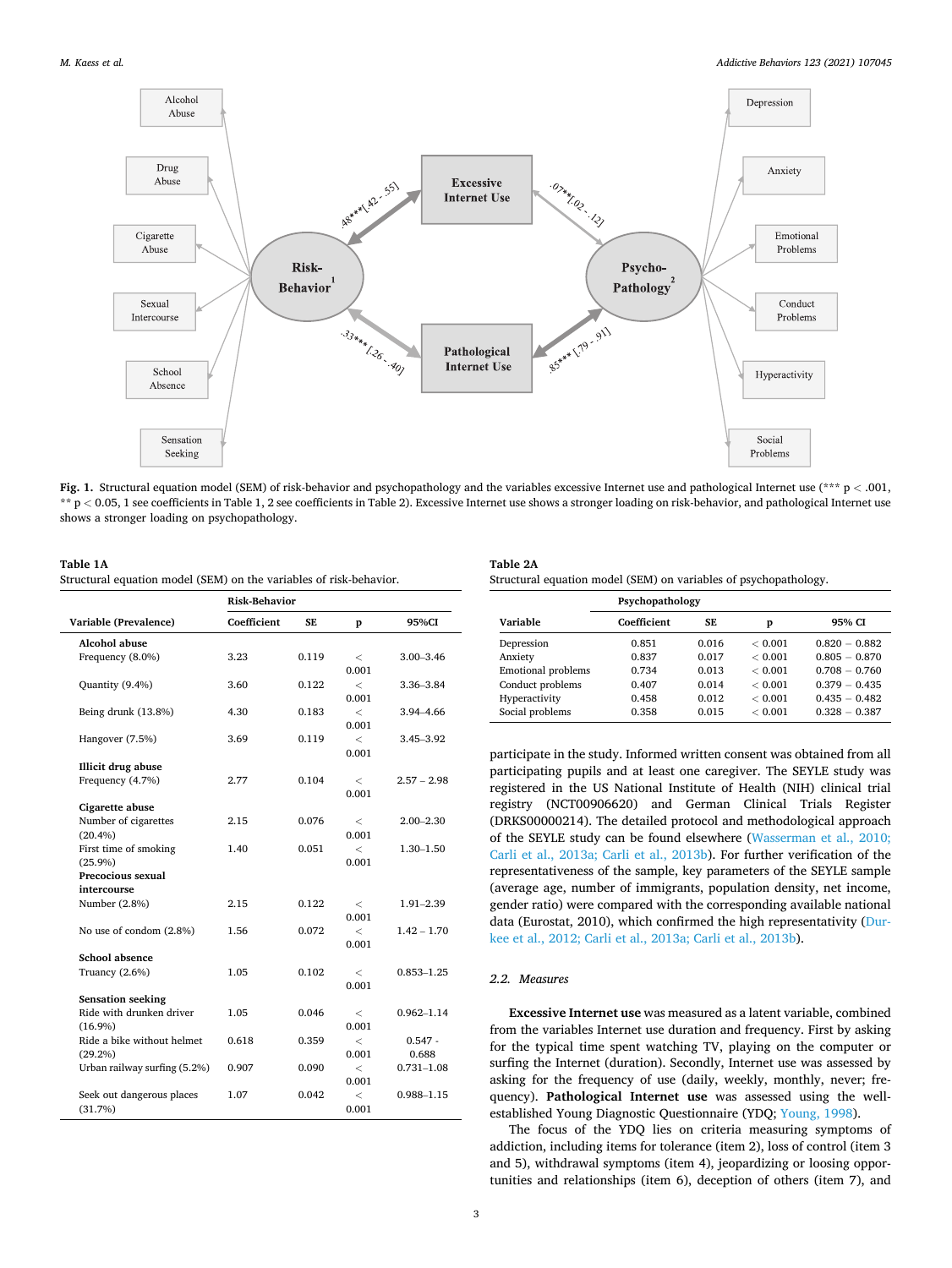**Fig. 1.** Structural equation model (SEM) of risk-behavior and psychopathology and the variables excessive Internet use and pathological Internet use (*** p < .001, ** p < 0.05, 1 see coefficients in Table 1, 2 see coefficients in Table 2). Excessive Internet use shows a stronger loading on risk-behavior, and pathological Internet use shows a stronger loading on psychopathology.

**Table 1A**
Structural equation model (SEM) on the variables of risk-behavior.

| Variable (Prevalence) | Risk-Behavior | | | |
|---|---|---|---|---|
| | Coefficient | SE | p | 95%CI |
| **Alcohol abuse** | | | | |
| Frequency (8.0%) | 3.23 | 0.119 | < 0.001 | 3.00–3.46 |
| Quantity (9.4%) | 3.60 | 0.122 | < 0.001 | 3.36–3.84 |
| Being drunk (13.8%) | 4.30 | 0.183 | < 0.001 | 3.94–4.66 |
| Hangover (7.5%) | 3.69 | 0.119 | < 0.001 | 3.45–3.92 |
| **Illicit drug abuse** | | | | |
| Frequency (4.7%) | 2.77 | 0.104 | < 0.001 | 2.57 – 2.98 |
| **Cigarette abuse** | | | | |
| Number of cigarettes (20.4%) | 2.15 | 0.076 | < 0.001 | 2.00–2.30 |
| First time of smoking (25.9%) | 1.40 | 0.051 | < 0.001 | 1.30–1.50 |
| **Precocious sexual intercourse** | | | | |
| Number (2.8%) | 2.15 | 0.122 | < 0.001 | 1.91–2.39 |
| No use of condom (2.8%) | 1.56 | 0.072 | < 0.001 | 1.42 – 1.70 |
| **School absence** | | | | |
| Truancy (2.6%) | 1.05 | 0.102 | < 0.001 | 0.853–1.25 |
| **Sensation seeking** | | | | |
| Ride with drunken driver (16.9%) | 1.05 | 0.046 | < 0.001 | 0.962–1.14 |
| Ride a bike without helmet (29.2%) | 0.618 | 0.359 | < 0.001 | 0.547 - 0.688 |
| Urban railway surfing (5.2%) | 0.907 | 0.090 | < 0.001 | 0.731–1.08 |
| Seek out dangerous places (31.7%) | 1.07 | 0.042 | < 0.001 | 0.988–1.15 |

**Table 2A**
Structural equation model (SEM) on variables of psychopathology.

| Variable | Psychopathology | | | |
|---|---|---|---|---|
| | Coefficient | SE | p | 95% CI |
| Depression | 0.851 | 0.016 | < 0.001 | 0.820 – 0.882 |
| Anxiety | 0.837 | 0.017 | < 0.001 | 0.805 – 0.870 |
| Emotional problems | 0.734 | 0.013 | < 0.001 | 0.708 – 0.760 |
| Conduct problems | 0.407 | 0.014 | < 0.001 | 0.379 – 0.435 |
| Hyperactivity | 0.458 | 0.012 | < 0.001 | 0.435 – 0.482 |
| Social problems | 0.358 | 0.015 | < 0.001 | 0.328 – 0.387 |

participate in the study. Informed written consent was obtained from all participating pupils and at least one caregiver. The SEYLE study was registered in the US National Institute of Health (NIH) clinical trial registry (NCT00906620) and German Clinical Trials Register (DRKS00000214). The detailed protocol and methodological approach of the SEYLE study can be found elsewhere (Wasserman et al., 2010; Carli et al., 2013a; Carli et al., 2013b). For further verification of the representativeness of the sample, key parameters of the SEYLE sample (average age, number of immigrants, population density, net income, gender ratio) were compared with the corresponding available national data (Eurostat, 2010), which confirmed the high representativity (Durkee et al., 2012; Carli et al., 2013a; Carli et al., 2013b).

### 2.2. Measures

**Excessive Internet use** was measured as a latent variable, combined from the variables Internet use duration and frequency. First by asking for the typical time spent watching TV, playing on the computer or surfing the Internet (duration). Secondly, Internet use was assessed by asking for the frequency of use (daily, weekly, monthly, never; frequency). **Pathological Internet use** was assessed using the well-established Young Diagnostic Questionnaire (YDQ; Young, 1998).

The focus of the YDQ lies on criteria measuring symptoms of addiction, including items for tolerance (item 2), loss of control (item 3 and 5), withdrawal symptoms (item 4), jeopardizing or loosing opportunities and relationships (item 6), deception of others (item 7), and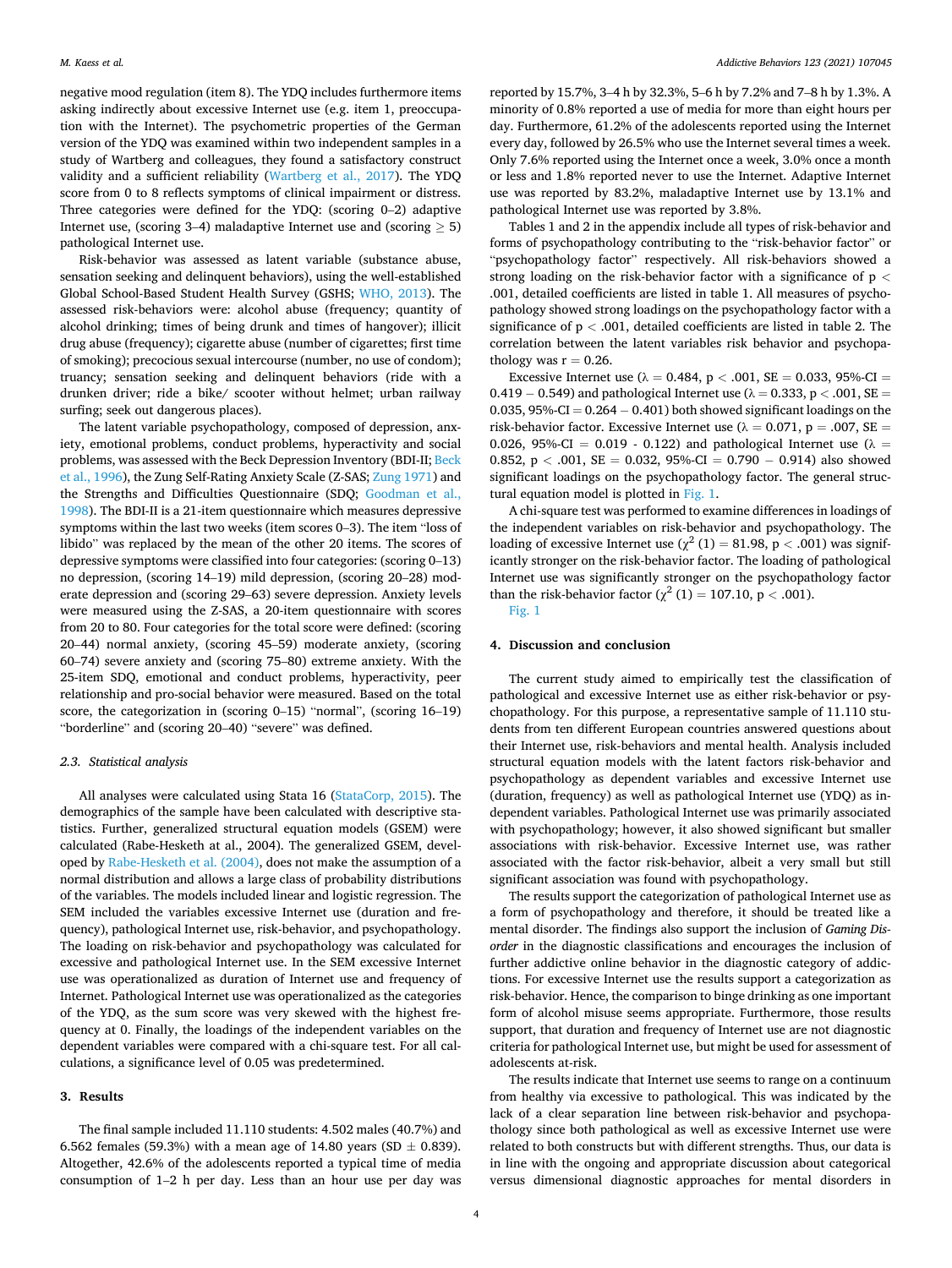negative mood regulation (item 8). The YDQ includes furthermore items asking indirectly about excessive Internet use (e.g. item 1, preoccupation with the Internet). The psychometric properties of the German version of the YDQ was examined within two independent samples in a study of Wartberg and colleagues, they found a satisfactory construct validity and a sufficient reliability (Wartberg et al., 2017). The YDQ score from 0 to 8 reflects symptoms of clinical impairment or distress. Three categories were defined for the YDQ: (scoring 0–2) adaptive Internet use, (scoring 3–4) maladaptive Internet use and (scoring $\geq$ 5) pathological Internet use.

Risk-behavior was assessed as latent variable (substance abuse, sensation seeking and delinquent behaviors), using the well-established Global School-Based Student Health Survey (GSHS; WHO, 2013). The assessed risk-behaviors were: alcohol abuse (frequency; quantity of alcohol drinking; times of being drunk and times of hangover); illicit drug abuse (frequency); cigarette abuse (number of cigarettes; first time of smoking); precocious sexual intercourse (number, no use of condom); truancy; sensation seeking and delinquent behaviors (ride with a drunken driver; ride a bike/ scooter without helmet; urban railway surfing; seek out dangerous places).

The latent variable psychopathology, composed of depression, anxiety, emotional problems, conduct problems, hyperactivity and social problems, was assessed with the Beck Depression Inventory (BDI-II; Beck et al., 1996), the Zung Self-Rating Anxiety Scale (Z-SAS; Zung 1971) and the Strengths and Difficulties Questionnaire (SDQ; Goodman et al., 1998). The BDI-II is a 21-item questionnaire which measures depressive symptoms within the last two weeks (item scores 0–3). The item "loss of libido" was replaced by the mean of the other 20 items. The scores of depressive symptoms were classified into four categories: (scoring 0–13) no depression, (scoring 14–19) mild depression, (scoring 20–28) moderate depression and (scoring 29–63) severe depression. Anxiety levels were measured using the Z-SAS, a 20-item questionnaire with scores from 20 to 80. Four categories for the total score were defined: (scoring 20–44) normal anxiety, (scoring 45–59) moderate anxiety, (scoring 60–74) severe anxiety and (scoring 75–80) extreme anxiety. With the 25-item SDQ, emotional and conduct problems, hyperactivity, peer relationship and pro-social behavior were measured. Based on the total score, the categorization in (scoring 0–15) "normal", (scoring 16–19) "borderline" and (scoring 20–40) "severe" was defined.

### 2.3. Statistical analysis

All analyses were calculated using Stata 16 (StataCorp, 2015). The demographics of the sample have been calculated with descriptive statistics. Further, generalized structural equation models (GSEM) were calculated (Rabe-Hesketh at al., 2004). The generalized GSEM, developed by Rabe-Hesketh et al. (2004), does not make the assumption of a normal distribution and allows a large class of probability distributions of the variables. The models included linear and logistic regression. The SEM included the variables excessive Internet use (duration and frequency), pathological Internet use, risk-behavior, and psychopathology. The loading on risk-behavior and psychopathology was calculated for excessive and pathological Internet use. In the SEM excessive Internet use was operationalized as duration of Internet use and frequency of Internet. Pathological Internet use was operationalized as the categories of the YDQ, as the sum score was very skewed with the highest frequency at 0. Finally, the loadings of the independent variables on the dependent variables were compared with a chi-square test. For all calculations, a significance level of 0.05 was predetermined.

## 3. Results

The final sample included 11.110 students: 4.502 males (40.7%) and 6.562 females (59.3%) with a mean age of 14.80 years (SD $\pm$ 0.839). Altogether, 42.6% of the adolescents reported a typical time of media consumption of 1–2 h per day. Less than an hour use per day was reported by 15.7%, 3–4 h by 32.3%, 5–6 h by 7.2% and 7–8 h by 1.3%. A minority of 0.8% reported a use of media for more than eight hours per day. Furthermore, 61.2% of the adolescents reported using the Internet every day, followed by 26.5% who use the Internet several times a week. Only 7.6% reported using the Internet once a week, 3.0% once a month or less and 1.8% reported never to use the Internet. Adaptive Internet use was reported by 83.2%, maladaptive Internet use by 13.1% and pathological Internet use was reported by 3.8%.

Tables 1 and 2 in the appendix include all types of risk-behavior and forms of psychopathology contributing to the "risk-behavior factor" or "psychopathology factor" respectively. All risk-behaviors showed a strong loading on the risk-behavior factor with a significance of $p < .001$, detailed coefficients are listed in table 1. All measures of psychopathology showed strong loadings on the psychopathology factor with a significance of $p < .001$, detailed coefficients are listed in table 2. The correlation between the latent variables risk behavior and psychopathology was $r = 0.26$.

Excessive Internet use ($\lambda = 0.484$, $p < .001$, SE $= 0.033$, 95%-CI $= 0.419 - 0.549$) and pathological Internet use ($\lambda = 0.333$, $p < .001$, SE $= 0.035$, 95%-CI $= 0.264 - 0.401$) both showed significant loadings on the risk-behavior factor. Excessive Internet use ($\lambda = 0.071$, $p = .007$, SE $= 0.026$, 95%-CI $= 0.019$ - $0.122$) and pathological Internet use ($\lambda = 0.852$, $p < .001$, SE $= 0.032$, 95%-CI $= 0.790 - 0.914$) also showed significant loadings on the psychopathology factor. The general structural equation model is plotted in Fig. 1.

A chi-square test was performed to examine differences in loadings of the independent variables on risk-behavior and psychopathology. The loading of excessive Internet use ($\chi^2$ (1) $= 81.98$, $p < .001$) was significantly stronger on the risk-behavior factor. The loading of pathological Internet use was significantly stronger on the psychopathology factor than the risk-behavior factor ($\chi^2$ (1) $= 107.10$, $p < .001$).
Fig. 1

## 4. Discussion and conclusion

The current study aimed to empirically test the classification of pathological and excessive Internet use as either risk-behavior or psychopathology. For this purpose, a representative sample of 11.110 students from ten different European countries answered questions about their Internet use, risk-behaviors and mental health. Analysis included structural equation models with the latent factors risk-behavior and psychopathology as dependent variables and excessive Internet use (duration, frequency) as well as pathological Internet use (YDQ) as independent variables. Pathological Internet use was primarily associated with psychopathology; however, it also showed significant but smaller associations with risk-behavior. Excessive Internet use, was rather associated with the factor risk-behavior, albeit a very small but still significant association was found with psychopathology.

The results support the categorization of pathological Internet use as a form of psychopathology and therefore, it should be treated like a mental disorder. The findings also support the inclusion of *Gaming Disorder* in the diagnostic classifications and encourages the inclusion of further addictive online behavior in the diagnostic category of addictions. For excessive Internet use the results support a categorization as risk-behavior. Hence, the comparison to binge drinking as one important form of alcohol misuse seems appropriate. Furthermore, those results support, that duration and frequency of Internet use are not diagnostic criteria for pathological Internet use, but might be used for assessment of adolescents at-risk.

The results indicate that Internet use seems to range on a continuum from healthy via excessive to pathological. This was indicated by the lack of a clear separation line between risk-behavior and psychopathology since both pathological as well as excessive Internet use were related to both constructs but with different strengths. Thus, our data is in line with the ongoing and appropriate discussion about categorical versus dimensional diagnostic approaches for mental disorders in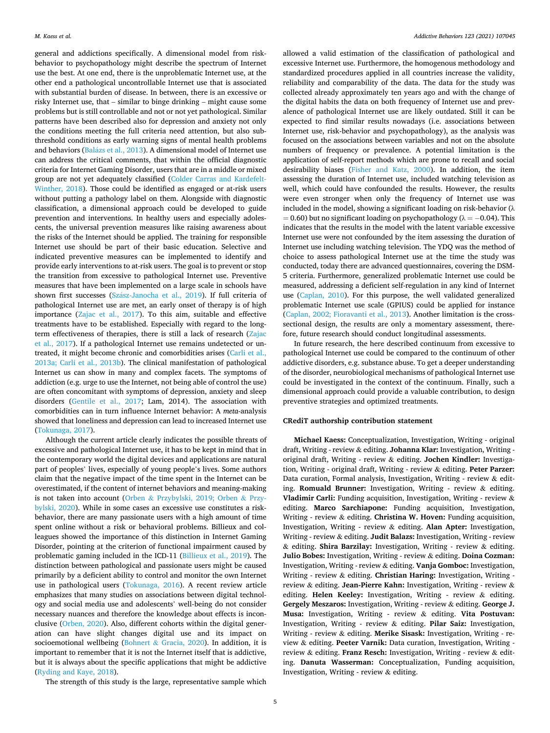general and addictions specifically. A dimensional model from risk-behavior to psychopathology might describe the spectrum of Internet use the best. At one end, there is the unproblematic Internet use, at the other end a pathological uncontrollable Internet use that is associated with substantial burden of disease. In between, there is an excessive or risky Internet use, that – similar to binge drinking – might cause some problems but is still controllable and not or not yet pathological. Similar patterns have been described also for depression and anxiety not only the conditions meeting the full criteria need attention, but also sub-threshold conditions as early warning signs of mental health problems and behaviors (Balázs et al., 2013). A dimensional model of Internet use can address the critical comments, that within the official diagnostic criteria for Internet Gaming Disorder, users that are in a middle or mixed group are not yet adequately classified (Colder Carras and Kardefelt-Winther, 2018). Those could be identified as engaged or at-risk users without putting a pathology label on them. Alongside with diagnostic classification, a dimensional approach could be developed to guide prevention and interventions. In healthy users and especially adolescents, the universal prevention measures like raising awareness about the risks of the Internet should be applied. The training for responsible Internet use should be part of their basic education. Selective and indicated preventive measures can be implemented to identify and provide early interventions to at-risk users. The goal is to prevent or stop the transition from excessive to pathological Internet use. Preventive measures that have been implemented on a large scale in schools have shown first successes (Szász-Janocha et al., 2019). If full criteria of pathological Internet use are met, an early onset of therapy is of high importance (Zajac et al., 2017). To this aim, suitable and effective treatments have to be established. Especially with regard to the long-term effectiveness of therapies, there is still a lack of research (Zajac et al., 2017). If a pathological Internet use remains undetected or untreated, it might become chronic and comorbidities arises (Carli et al., 2013a; Carli et al., 2013b). The clinical manifestation of pathological Internet us can show in many and complex facets. The symptoms of addiction (e.g. urge to use the Internet, not being able of control the use) are often concomitant with symptoms of depression, anxiety and sleep disorders (Gentile et al., 2017; Lam, 2014). The association with comorbidities can in turn influence Internet behavior: A *meta*-analysis showed that loneliness and depression can lead to increased Internet use (Tokunaga, 2017).

Although the current article clearly indicates the possible threats of excessive and pathological Internet use, it has to be kept in mind that in the contemporary world the digital devices and applications are natural part of peoples' lives, especially of young people's lives. Some authors claim that the negative impact of the time spent in the Internet can be overestimated, if the content of internet behaviors and meaning-making is not taken into account (Orben & Przybylski, 2019; Orben & Przybylski, 2020). While in some cases an excessive use constitutes a risk-behavior, there are many passionate users with a high amount of time spent online without a risk or behavioral problems. Billieux and colleagues showed the importance of this distinction in Internet Gaming Disorder, pointing at the criterion of functional impairment caused by problematic gaming included in the ICD-11 (Billieux et al., 2019). The distinction between pathological and passionate users might be caused primarily by a deficient ability to control and monitor the own Internet use in pathological users (Tokunaga, 2016). A recent review article emphasizes that many studies on associations between digital technology and social media use and adolescents' well-being do not consider necessary nuances and therefore the knowledge about effects is inconclusive (Orben, 2020). Also, different cohorts within the digital generation can have slight changes digital use and its impact on socioemotional wellbeing (Bohnert & Gracia, 2020). In addition, it is important to remember that it is not the Internet itself that is addictive, but it is always about the specific applications that might be addictive (Ryding and Kaye, 2018).

The strength of this study is the large, representative sample which allowed a valid estimation of the classification of pathological and excessive Internet use. Furthermore, the homogenous methodology and standardized procedures applied in all countries increase the validity, reliability and comparability of the data. The data for the study was collected already approximately ten years ago and with the change of the digital habits the data on both frequency of Internet use and prevalence of pathological Internet use are likely outdated. Still it can be expected to find similar results nowadays (i.e. associations between Internet use, risk-behavior and psychopathology), as the analysis was focused on the associations between variables and not on the absolute numbers of frequency or prevalence. A potential limitation is the application of self-report methods which are prone to recall and social desirability biases (Fisher and Katz, 2000). In addition, the item assessing the duration of Internet use, included watching television as well, which could have confounded the results. However, the results were even stronger when only the frequency of Internet use was included in the model, showing a significant loading on risk-behavior ($\lambda = 0.60$) but no significant loading on psychopathology ($\lambda = -0.04$). This indicates that the results in the model with the latent variable excessive Internet use were not confounded by the item assessing the duration of Internet use including watching television. The YDQ was the method of choice to assess pathological Internet use at the time the study was conducted, today there are advanced questionnaires, covering the DSM-5 criteria. Furthermore, generalized problematic Internet use could be measured, addressing a deficient self-regulation in any kind of Internet use (Caplan, 2010). For this purpose, the well validated generalized problematic Internet use scale (GPIUS) could be applied for instance (Caplan, 2002; Fioravanti et al., 2013). Another limitation is the cross-sectional design, the results are only a momentary assessment, therefore, future research should conduct longitudinal assessments.

In future research, the here described continuum from excessive to pathological Internet use could be compared to the continuum of other addictive disorders, e.g. substance abuse. To get a deeper understanding of the disorder, neurobiological mechanisms of pathological Internet use could be investigated in the context of the continuum. Finally, such a dimensional approach could provide a valuable contribution, to design preventive strategies and optimized treatments.

### CRediT authorship contribution statement

**Michael Kaess:** Conceptualization, Investigation, Writing - original draft, Writing - review & editing. **Johanna Klar:** Investigation, Writing - original draft, Writing - review & editing. **Jochen Kindler:** Investigation, Writing - original draft, Writing - review & editing. **Peter Parzer:** Data curation, Formal analysis, Investigation, Writing - review & editing. **Romuald Brunner:** Investigation, Writing - review & editing. **Vladimir Carli:** Funding acquisition, Investigation, Writing - review & editing. **Marco Sarchiapone:** Funding acquisition, Investigation, Writing - review & editing. **Christina W. Hoven:** Funding acquisition, Investigation, Writing - review & editing. **Alan Apter:** Investigation, Writing - review & editing. **Judit Balazs:** Investigation, Writing - review & editing. **Shira Barzilay:** Investigation, Writing - review & editing. **Julio Bobes:** Investigation, Writing - review & editing. **Doina Cozman:** Investigation, Writing - review & editing. **Vanja Gomboc:** Investigation, Writing - review & editing. **Christian Haring:** Investigation, Writing - review & editing. **Jean-Pierre Kahn:** Investigation, Writing - review & editing. **Helen Keeley:** Investigation, Writing - review & editing. **Gergely Meszaros:** Investigation, Writing - review & editing. **George J. Musa:** Investigation, Writing - review & editing. **Vita Postuvan:** Investigation, Writing - review & editing. **Pilar Saiz:** Investigation, Writing - review & editing. **Merike Sisask:** Investigation, Writing - review & editing. **Peeter Varnik:** Data curation, Investigation, Writing - review & editing. **Franz Resch:** Investigation, Writing - review & editing. **Danuta Wasserman:** Conceptualization, Funding acquisition, Investigation, Writing - review & editing.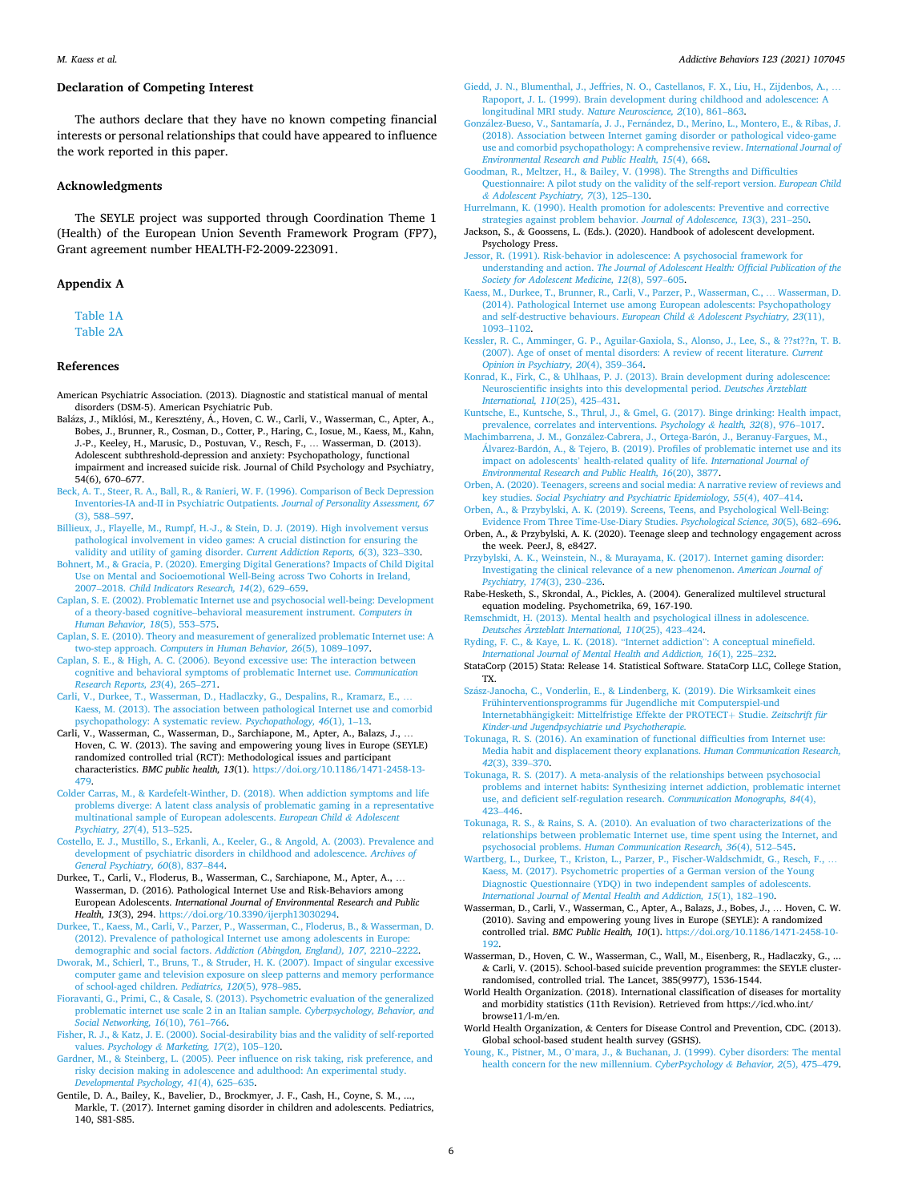## Declaration of Competing Interest

The authors declare that they have no known competing financial interests or personal relationships that could have appeared to influence the work reported in this paper.

## Acknowledgments

The SEYLE project was supported through Coordination Theme 1 (Health) of the European Union Seventh Framework Program (FP7), Grant agreement number HEALTH-F2-2009-223091.

## Appendix A

Table 1A
Table 2A

## References

American Psychiatric Association. (2013). Diagnostic and statistical manual of mental disorders (DSM-5). American Psychiatric Pub.

Balázs, J., Miklósi, M., Keresztény, Á., Hoven, C. W., Carli, V., Wasserman, C., Apter, A., Bobes, J., Brunner, R., Cosman, D., Cotter, P., Haring, C., Iosue, M., Kaess, M., Kahn, J.-P., Keeley, H., Marusic, D., Postuvan, V., Resch, F., … Wasserman, D. (2013). Adolescent subthreshold-depression and anxiety: Psychopathology, functional impairment and increased suicide risk. Journal of Child Psychology and Psychiatry, 54(6), 670–677.

Beck, A. T., Steer, R. A., Ball, R., & Ranieri, W. F. (1996). Comparison of Beck Depression Inventories-IA and-II in Psychiatric Outpatients. *Journal of Personality Assessment, 67* (3), 588–597.

Billieux, J., Flayelle, M., Rumpf, H.-J., & Stein, D. J. (2019). High involvement versus pathological involvement in video games: A crucial distinction for ensuring the validity and utility of gaming disorder. *Current Addiction Reports, 6*(3), 323–330.

Bohnert, M., & Gracia, P. (2020). Emerging Digital Generations? Impacts of Child Digital Use on Mental and Socioemotional Well-Being across Two Cohorts in Ireland, 2007–2018. *Child Indicators Research, 14*(2), 629–659.

Caplan, S. E. (2002). Problematic Internet use and psychosocial well-being: Development of a theory-based cognitive–behavioral measurement instrument. *Computers in Human Behavior, 18*(5), 553–575.

Caplan, S. E. (2010). Theory and measurement of generalized problematic Internet use: A two-step approach. *Computers in Human Behavior, 26*(5), 1089–1097.

Caplan, S. E., & High, A. C. (2006). Beyond excessive use: The interaction between cognitive and behavioral symptoms of problematic Internet use. *Communication Research Reports, 23*(4), 265–271.

Carli, V., Durkee, T., Wasserman, D., Hadlaczky, G., Despalins, R., Kramarz, E., … Kaess, M. (2013). The association between pathological Internet use and comorbid psychopathology: A systematic review. *Psychopathology, 46*(1), 1–13.

Carli, V., Wasserman, C., Wasserman, D., Sarchiapone, M., Apter, A., Balazs, J., … Hoven, C. W. (2013). The saving and empowering young lives in Europe (SEYLE) randomized controlled trial (RCT): Methodological issues and participant characteristics. *BMC public health, 13*(1). https://doi.org/10.1186/1471-2458-13-479.

Colder Carras, M., & Kardefelt-Winther, D. (2018). When addiction symptoms and life problems diverge: A latent class analysis of problematic gaming in a representative multinational sample of European adolescents. *European Child & Adolescent Psychiatry, 27*(4), 513–525.

Costello, E. J., Mustillo, S., Erkanli, A., Keeler, G., & Angold, A. (2003). Prevalence and development of psychiatric disorders in childhood and adolescence. *Archives of General Psychiatry, 60*(8), 837–844.

Durkee, T., Carli, V., Floderus, B., Wasserman, C., Sarchiapone, M., Apter, A., … Wasserman, D. (2016). Pathological Internet Use and Risk-Behaviors among European Adolescents. *International Journal of Environmental Research and Public Health, 13*(3), 294. https://doi.org/10.3390/ijerph13030294.

Durkee, T., Kaess, M., Carli, V., Parzer, P., Wasserman, C., Floderus, B., & Wasserman, D. (2012). Prevalence of pathological internet use among adolescents in Europe: demographic and social factors. *Addiction (Abingdon, England), 107*, 2210–2222.

Dworak, M., Schierl, T., Bruns, T., & Struder, H. K. (2007). Impact of singular excessive computer game and television exposure on sleep patterns and memory performance of school-aged children. *Pediatrics, 120*(5), 978–985.

Fioravanti, G., Primi, C., & Casale, S. (2013). Psychometric evaluation of the generalized problematic internet use scale 2 in an Italian sample. *Cyberpsychology, Behavior, and Social Networking, 16*(10), 761–766.

Fisher, R. J., & Katz, J. E. (2000). Social-desirability bias and the validity of self-reported values. *Psychology & Marketing, 17*(2), 105–120.

Gardner, M., & Steinberg, L. (2005). Peer influence on risk taking, risk preference, and risky decision making in adolescence and adulthood: An experimental study. *Developmental Psychology, 41*(4), 625–635.

Gentile, D. A., Bailey, K., Bavelier, D., Brockmyer, J. F., Cash, H., Coyne, S. M., …, Markle, T. (2017). Internet gaming disorder in children and adolescents. Pediatrics, 140, S81-S85.

Giedd, J. N., Blumenthal, J., Jeffries, N. O., Castellanos, F. X., Liu, H., Zijdenbos, A., … Rapoport, J. L. (1999). Brain development during childhood and adolescence: A longitudinal MRI study. *Nature Neuroscience, 2*(10), 861–863.

González-Bueso, V., Santamaría, J. J., Fernández, D., Merino, L., Montero, E., & Ribas, J. (2018). Association between Internet gaming disorder or pathological video-game use and comorbid psychopathology: A comprehensive review. *International Journal of Environmental Research and Public Health, 15*(4), 668.

Goodman, R., Meltzer, H., & Bailey, V. (1998). The Strengths and Difficulties Questionnaire: A pilot study on the validity of the self-report version. *European Child & Adolescent Psychiatry, 7*(3), 125–130.

Hurrelmann, K. (1990). Health promotion for adolescents: Preventive and corrective strategies against problem behavior. *Journal of Adolescence, 13*(3), 231–250.

Jackson, S., & Goossens, L. (Eds.). (2020). Handbook of adolescent development. Psychology Press.

Jessor, R. (1991). Risk-behavior in adolescence: A psychosocial framework for understanding and action. *The Journal of Adolescent Health: Official Publication of the Society for Adolescent Medicine, 12*(8), 597–605.

Kaess, M., Durkee, T., Brunner, R., Carli, V., Parzer, P., Wasserman, C., … Wasserman, D. (2014). Pathological Internet use among European adolescents: Psychopathology and self-destructive behaviours. *European Child & Adolescent Psychiatry, 23*(11), 1093–1102.

Kessler, R. C., Amminger, G. P., Aguilar-Gaxiola, S., Alonso, J., Lee, S., & ??st??n, T. B. (2007). Age of onset of mental disorders: A review of recent literature. *Current Opinion in Psychiatry, 20*(4), 359–364.

Konrad, K., Firk, C., & Uhlhaas, P. J. (2013). Brain development during adolescence: Neuroscientific insights into this developmental period. *Deutsches Ärzteblatt International, 110*(25), 425–431.

Kuntsche, E., Kuntsche, S., Thrul, J., & Gmel, G. (2017). Binge drinking: Health impact, prevalence, correlates and interventions. *Psychology & health, 32*(8), 976–1017.

Machimbarrena, J. M., González-Cabrera, J., Ortega-Barón, J., Beranuy-Fargues, M., Álvarez-Bardón, A., & Tejero, B. (2019). Profiles of problematic internet use and its impact on adolescents' health-related quality of life. *International Journal of Environmental Research and Public Health, 16*(20), 3877.

Orben, A. (2020). Teenagers, screens and social media: A narrative review of reviews and key studies. *Social Psychiatry and Psychiatric Epidemiology, 55*(4), 407–414.

Orben, A., & Przybylski, A. K. (2019). Screens, Teens, and Psychological Well-Being: Evidence From Three Time-Use-Diary Studies. *Psychological Science, 30*(5), 682–696.

Orben, A., & Przybylski, A. K. (2020). Teenage sleep and technology engagement across the week. PeerJ, 8, e8427.

Przybylski, A. K., Weinstein, N., & Murayama, K. (2017). Internet gaming disorder: Investigating the clinical relevance of a new phenomenon. *American Journal of Psychiatry, 174*(3), 230–236.

Rabe-Hesketh, S., Skrondal, A., Pickles, A. (2004). Generalized multilevel structural equation modeling. Psychometrika, 69, 167-190.

Remschmidt, H. (2013). Mental health and psychological illness in adolescence. *Deutsches Ärzteblatt International, 110*(25), 423–424.

Ryding, F. C., & Kaye, L. K. (2018). "Internet addiction": A conceptual minefield. *International Journal of Mental Health and Addiction, 16*(1), 225–232.

StataCorp (2015) Stata: Release 14. Statistical Software. StataCorp LLC, College Station, TX.

Szász-Janocha, C., Vonderlin, E., & Lindenberg, K. (2019). Die Wirksamkeit eines Frühinterventionsprogramms für Jugendliche mit Computerspiel-und Internetabhängigkeit: Mittelfristige Effekte der PROTECT+ Studie. *Zeitschrift für Kinder-und Jugendpsychiatrie und Psychotherapie.*

Tokunaga, R. S. (2016). An examination of functional difficulties from Internet use: Media habit and displacement theory explanations. *Human Communication Research, 42*(3), 339–370.

Tokunaga, R. S. (2017). A meta-analysis of the relationships between psychosocial problems and internet habits: Synthesizing internet addiction, problematic internet use, and deficient self-regulation research. *Communication Monographs, 84*(4), 423–446.

Tokunaga, R. S., & Rains, S. A. (2010). An evaluation of two characterizations of the relationships between problematic Internet use, time spent using the Internet, and psychosocial problems. *Human Communication Research, 36*(4), 512–545.

Wartberg, L., Durkee, T., Kriston, L., Parzer, P., Fischer-Waldschmidt, G., Resch, F., … Kaess, M. (2017). Psychometric properties of a German version of the Young Diagnostic Questionnaire (YDQ) in two independent samples of adolescents. *International Journal of Mental Health and Addiction, 15*(1), 182–190.

Wasserman, D., Carli, V., Wasserman, C., Apter, A., Balazs, J., Bobes, J., … Hoven, C. W. (2010). Saving and empowering young lives in Europe (SEYLE): A randomized controlled trial. *BMC Public Health, 10*(1). https://doi.org/10.1186/1471-2458-10-192.

Wasserman, D., Hoven, C. W., Wasserman, C., Wall, M., Eisenberg, R., Hadlaczky, G., ... & Carli, V. (2015). School-based suicide prevention programmes: the SEYLE cluster-randomised, controlled trial. The Lancet, 385(9977), 1536-1544.

World Health Organization. (2018). International classification of diseases for mortality and morbidity statistics (11th Revision). Retrieved from https://icd.who.int/browse11/l-m/en.

World Health Organization, & Centers for Disease Control and Prevention, CDC. (2013). Global school-based student health survey (GSHS).

Young, K., Pistner, M., O'mara, J., & Buchanan, J. (1999). Cyber disorders: The mental health concern for the new millennium. *CyberPsychology & Behavior, 2*(5), 475–479.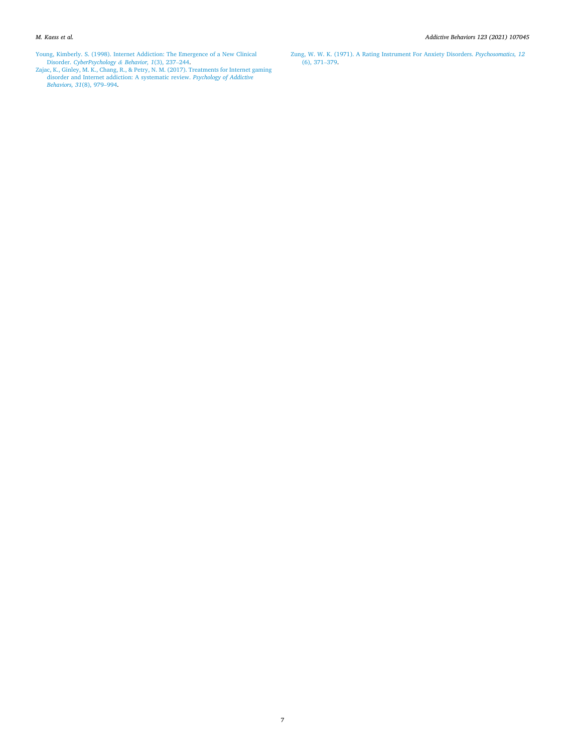Young, Kimberly. S. (1998). Internet Addiction: The Emergence of a New Clinical Disorder. *CyberPsychology & Behavior, 1*(3), 237–244.

Zajac, K., Ginley, M. K., Chang, R., & Petry, N. M. (2017). Treatments for Internet gaming disorder and Internet addiction: A systematic review. *Psychology of Addictive Behaviors, 31*(8), 979–994.

Zung, W. W. K. (1971). A Rating Instrument For Anxiety Disorders. *Psychosomatics, 12*(6), 371–379.